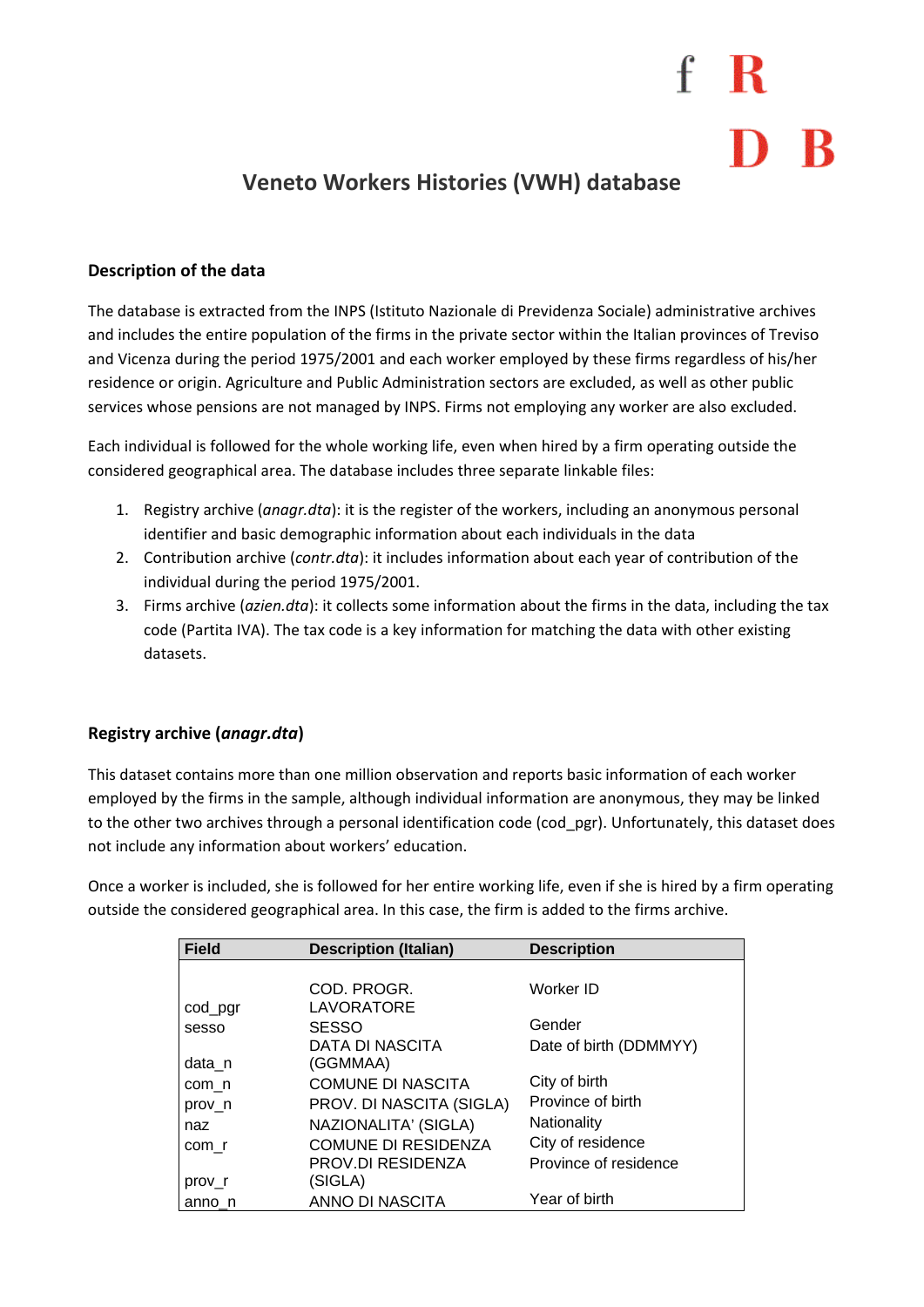# Veneto Workers Histories (VWH) database

## Description of the data

The database is extracted from the INPS (Istituto Nazionale di Previdenza Sociale) administrative archives and includes the entire population of the firms in the private sector within the Italian provinces of Treviso and Vicenza during the period 1975/2001 and each worker employed by these firms regardless of his/her residence or origin. Agriculture and Public Administration sectors are excluded, as well as other public services whose pensions are not managed by INPS. Firms not employing any worker are also excluded.

Each individual is followed for the whole working life, even when hired by a firm operating outside the considered geographical area. The database includes three separate linkable files:

1. Registry archive (*anagr.dta*): it is the register of the workers, including an anonymous personal identifier and basic demographic information about each individuals in the data
2. Contribution archive (*contr.dta*): it includes information about each year of contribution of the individual during the period 1975/2001.
3. Firms archive (*azien.dta*): it collects some information about the firms in the data, including the tax code (Partita IVA). The tax code is a key information for matching the data with other existing datasets.

## Registry archive (*anagr.dta*)

This dataset contains more than one million observation and reports basic information of each worker employed by the firms in the sample, although individual information are anonymous, they may be linked to the other two archives through a personal identification code (cod_pgr). Unfortunately, this dataset does not include any information about workers' education.

Once a worker is included, she is followed for her entire working life, even if she is hired by a firm operating outside the considered geographical area. In this case, the firm is added to the firms archive.

| Field | Description (Italian) | Description |
|---|---|---|
| cod_pgr | COD. PROGR. LAVORATORE | Worker ID |
| sesso | SESSO | Gender |
| data_n | DATA DI NASCITA (GGMMAA) | Date of birth (DDMMYY) |
| com_n | COMUNE DI NASCITA | City of birth |
| prov_n | PROV. DI NASCITA (SIGLA) | Province of birth |
| naz | NAZIONALITA' (SIGLA) | Nationality |
| com_r | COMUNE DI RESIDENZA | City of residence |
| prov_r | PROV.DI RESIDENZA (SIGLA) | Province of residence |
| anno_n | ANNO DI NASCITA | Year of birth |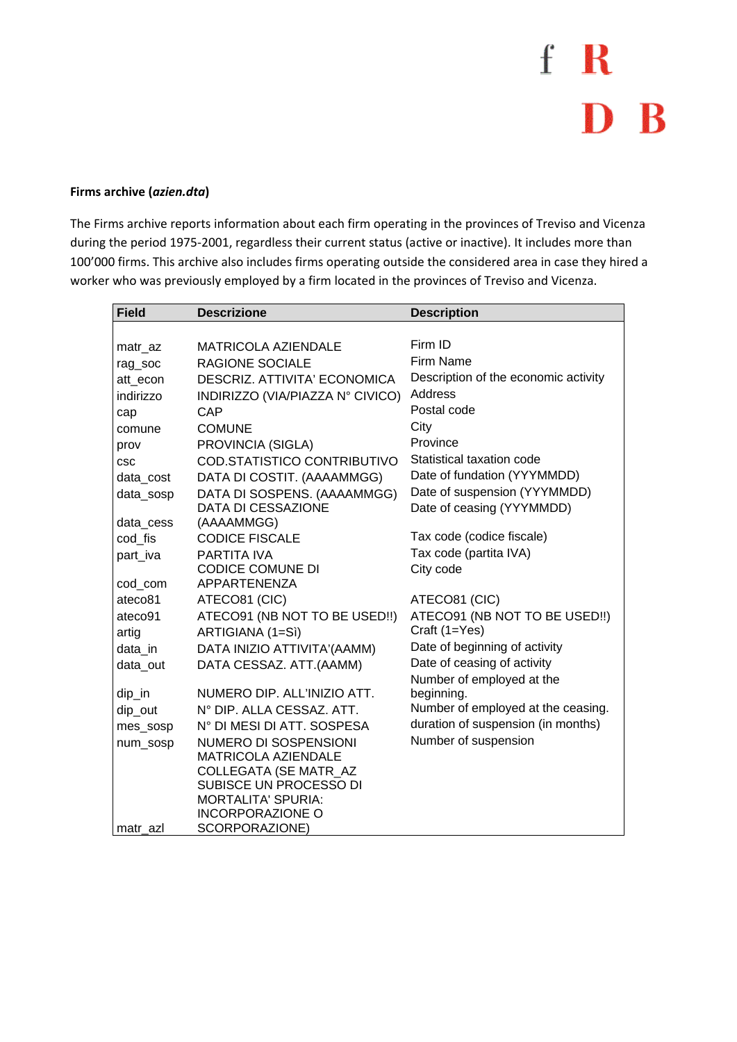**Firms archive (*azien.dta*)**

The Firms archive reports information about each firm operating in the provinces of Treviso and Vicenza during the period 1975-2001, regardless their current status (active or inactive). It includes more than 100'000 firms. This archive also includes firms operating outside the considered area in case they hired a worker who was previously employed by a firm located in the provinces of Treviso and Vicenza.

| Field | Descrizione | Description |
|---|---|---|
| matr_az | MATRICOLA AZIENDALE | Firm ID |
| rag_soc | RAGIONE SOCIALE | Firm Name |
| att_econ | DESCRIZ. ATTIVITA' ECONOMICA | Description of the economic activity |
| indirizzo | INDIRIZZO (VIA/PIAZZA N° CIVICO) | Address |
| cap | CAP | Postal code |
| comune | COMUNE | City |
| prov | PROVINCIA (SIGLA) | Province |
| csc | COD.STATISTICO CONTRIBUTIVO | Statistical taxation code |
| data_cost | DATA DI COSTIT. (AAAAMMGG) | Date of fundation (YYYMMDD) |
| data_sosp | DATA DI SOSPENS. (AAAAMMGG) | Date of suspension (YYYMMDD) |
| data_cess | DATA DI CESSAZIONE (AAAAMMGG) | Date of ceasing (YYYMMDD) |
| cod_fis | CODICE FISCALE | Tax code (codice fiscale) |
| part_iva | PARTITA IVA | Tax code (partita IVA) |
| cod_com | CODICE COMUNE DI APPARTENENZA | City code |
| ateco81 | ATECO81 (CIC) | ATECO81 (CIC) |
| ateco91 | ATECO91 (NB NOT TO BE USED!!) | ATECO91 (NB NOT TO BE USED!!) |
| artig | ARTIGIANA (1=Sì) | Craft (1=Yes) |
| data_in | DATA INIZIO ATTIVITA'(AAMM) | Date of beginning of activity |
| data_out | DATA CESSAZ. ATT.(AAMM) | Date of ceasing of activity |
| dip_in | NUMERO DIP. ALL'INIZIO ATT. | Number of employed at the beginning. |
| dip_out | N° DIP. ALLA CESSAZ. ATT. | Number of employed at the ceasing. |
| mes_sosp | N° DI MESI DI ATT. SOSPESA | duration of suspension (in months) |
| num_sosp | NUMERO DI SOSPENSIONI | Number of suspension |
| matr_azl | MATRICOLA AZIENDALE COLLEGATA (SE MATR_AZ SUBISCE UN PROCESSO DI MORTALITA' SPURIA: INCORPORAZIONE O SCORPORAZIONE) | |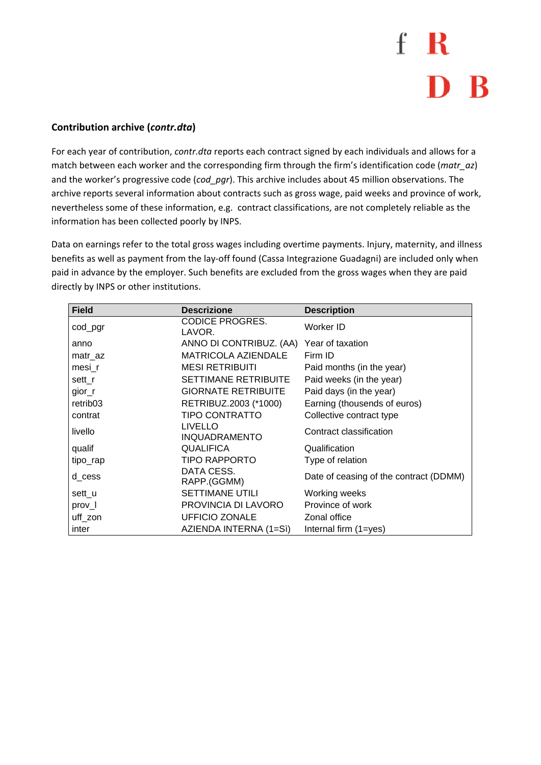## Contribution archive (*contr.dta*)

For each year of contribution, *contr.dta* reports each contract signed by each individuals and allows for a match between each worker and the corresponding firm through the firm's identification code (*matr_az*) and the worker's progressive code (*cod_pgr*). This archive includes about 45 million observations. The archive reports several information about contracts such as gross wage, paid weeks and province of work, nevertheless some of these information, e.g. contract classifications, are not completely reliable as the information has been collected poorly by INPS.

Data on earnings refer to the total gross wages including overtime payments. Injury, maternity, and illness benefits as well as payment from the lay-off found (Cassa Integrazione Guadagni) are included only when paid in advance by the employer. Such benefits are excluded from the gross wages when they are paid directly by INPS or other institutions.

| Field | Descrizione | Description |
|---|---|---|
| cod_pgr | CODICE PROGRES. LAVOR. | Worker ID |
| anno | ANNO DI CONTRIBUZ. (AA) | Year of taxation |
| matr_az | MATRICOLA AZIENDALE | Firm ID |
| mesi_r | MESI RETRIBUITI | Paid months (in the year) |
| sett_r | SETTIMANE RETRIBUITE | Paid weeks (in the year) |
| gior_r | GIORNATE RETRIBUITE | Paid days (in the year) |
| retrib03 | RETRIBUZ.2003 (*1000) | Earning (thousends of euros) |
| contrat | TIPO CONTRATTO | Collective contract type |
| livello | LIVELLO INQUADRAMENTO | Contract classification |
| qualif | QUALIFICA | Qualification |
| tipo_rap | TIPO RAPPORTO | Type of relation |
| d_cess | DATA CESS. RAPP.(GGMM) | Date of ceasing of the contract (DDMM) |
| sett_u | SETTIMANE UTILI | Working weeks |
| prov_l | PROVINCIA DI LAVORO | Province of work |
| uff_zon | UFFICIO ZONALE | Zonal office |
| inter | AZIENDA INTERNA (1=Sì) | Internal firm (1=yes) |